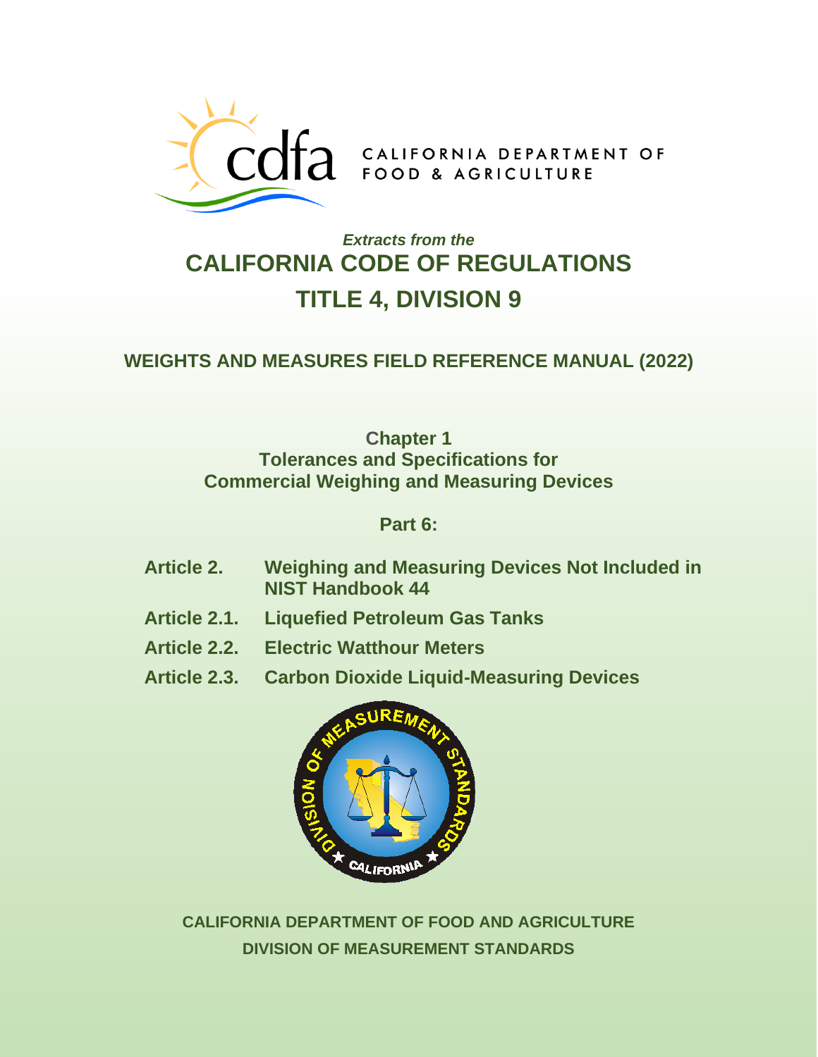CALIFORNIA DEPARTMENT OF FOOD & AGRICULTURE

*Extracts from the*

# CALIFORNIA CODE OF REGULATIONS

# TITLE 4, DIVISION 9

## WEIGHTS AND MEASURES FIELD REFERENCE MANUAL (2022)

### Chapter 1
### Tolerances and Specifications for Commercial Weighing and Measuring Devices

### Part 6:

- **Article 2.** Weighing and Measuring Devices Not Included in NIST Handbook 44
- **Article 2.1.** Liquefied Petroleum Gas Tanks
- **Article 2.2.** Electric Watthour Meters
- **Article 2.3.** Carbon Dioxide Liquid-Measuring Devices

**CALIFORNIA DEPARTMENT OF FOOD AND AGRICULTURE**

**DIVISION OF MEASUREMENT STANDARDS**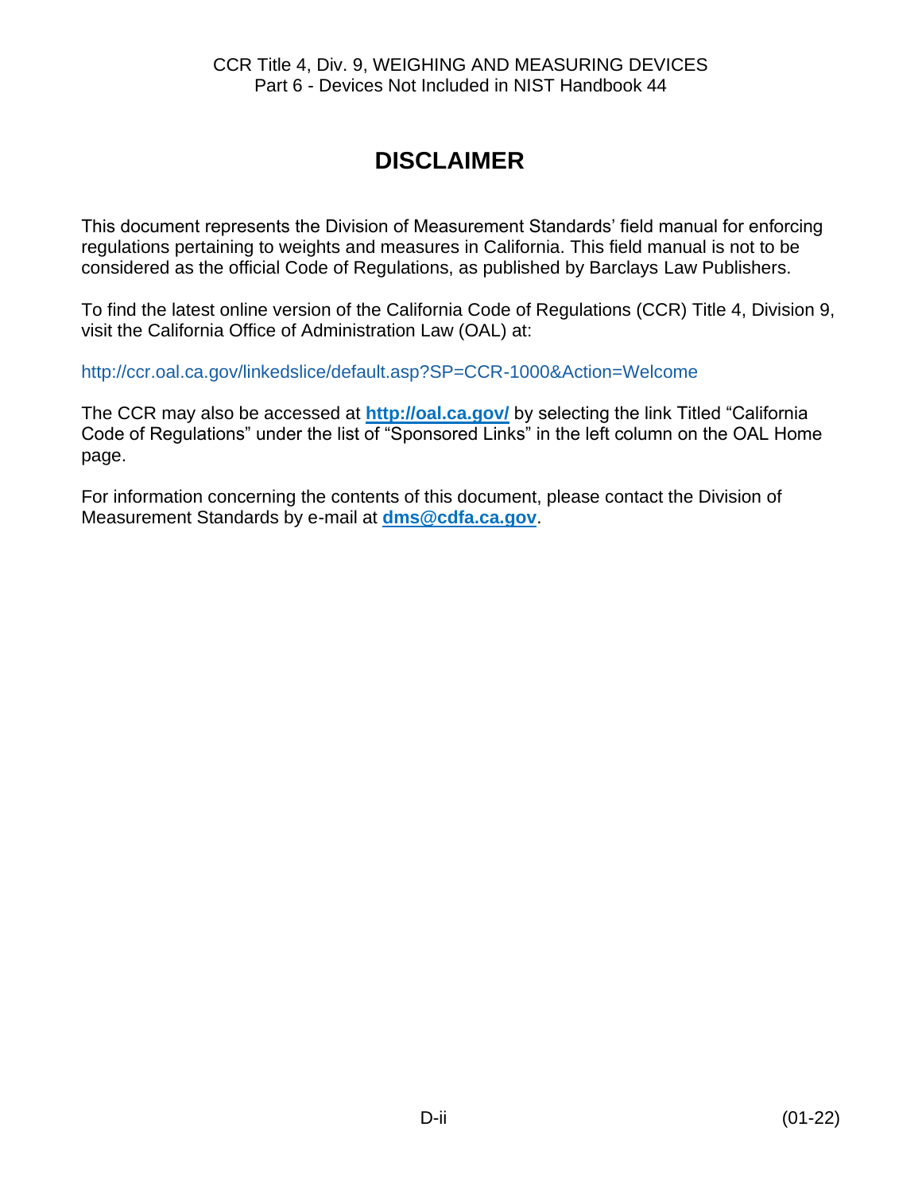# DISCLAIMER

This document represents the Division of Measurement Standards' field manual for enforcing regulations pertaining to weights and measures in California. This field manual is not to be considered as the official Code of Regulations, as published by Barclays Law Publishers.

To find the latest online version of the California Code of Regulations (CCR) Title 4, Division 9, visit the California Office of Administration Law (OAL) at:

http://ccr.oal.ca.gov/linkedslice/default.asp?SP=CCR-1000&Action=Welcome

The CCR may also be accessed at **http://oal.ca.gov/** by selecting the link Titled "California Code of Regulations" under the list of "Sponsored Links" in the left column on the OAL Home page.

For information concerning the contents of this document, please contact the Division of Measurement Standards by e-mail at **dms@cdfa.ca.gov**.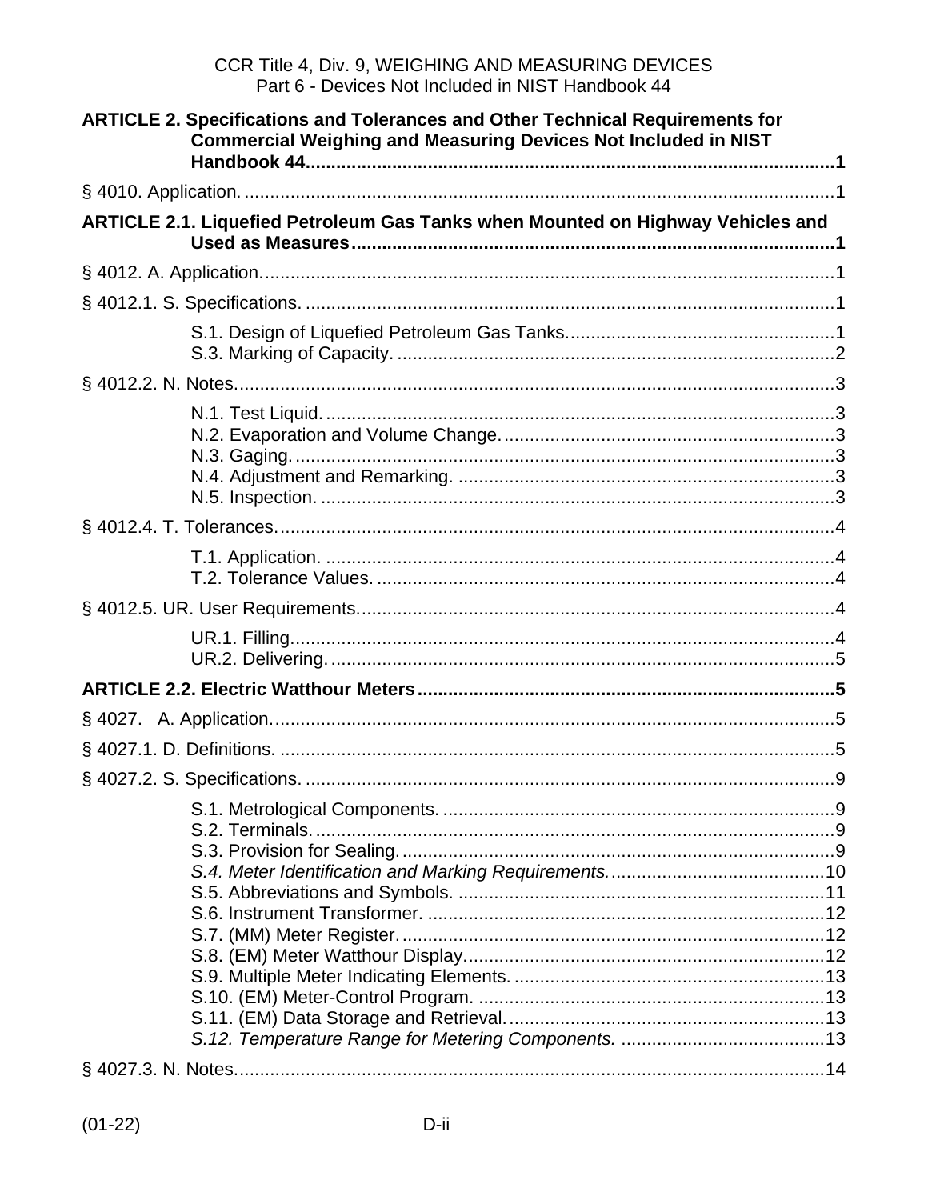**ARTICLE 2. Specifications and Tolerances and Other Technical Requirements for Commercial Weighing and Measuring Devices Not Included in NIST Handbook 44.......................................................................................................1**

§ 4010. Application. ...................................................................................................................1

**ARTICLE 2.1. Liquefied Petroleum Gas Tanks when Mounted on Highway Vehicles and Used as Measures..............................................................................................1**

§ 4012. A. Application. ...............................................................................................................1

§ 4012.1. S. Specifications. ........................................................................................................1

S.1. Design of Liquefied Petroleum Gas Tanks.....................................................1
S.3. Marking of Capacity. ......................................................................................2

§ 4012.2. N. Notes. ....................................................................................................................3

N.1. Test Liquid. ....................................................................................................3
N.2. Evaporation and Volume Change. .................................................................3
N.3. Gaging. ..........................................................................................................3
N.4. Adjustment and Remarking. ..........................................................................3
N.5. Inspection. .....................................................................................................3

§ 4012.4. T. Tolerances. ............................................................................................................4

T.1. Application. ....................................................................................................4
T.2. Tolerance Values. ..........................................................................................4

§ 4012.5. UR. User Requirements. .............................................................................................4

UR.1. Filling. ..........................................................................................................4
UR.2. Delivering. ....................................................................................................5

**ARTICLE 2.2. Electric Watthour Meters..................................................................................5**

§ 4027. A. Application. ...............................................................................................................5

§ 4027.1. D. Definitions. .............................................................................................................5

§ 4027.2. S. Specifications. ........................................................................................................9

S.1. Metrological Components. .............................................................................9
S.2. Terminals. ......................................................................................................9
S.3. Provision for Sealing. .....................................................................................9
*S.4. Meter Identification and Marking Requirements.*..........................................10
S.5. Abbreviations and Symbols. ........................................................................11
S.6. Instrument Transformer. ..............................................................................12
S.7. (MM) Meter Register. ...................................................................................12
S.8. (EM) Meter Watthour Display. ......................................................................12
S.9. Multiple Meter Indicating Elements. .............................................................13
S.10. (EM) Meter-Control Program. ....................................................................13
S.11. (EM) Data Storage and Retrieval. ..............................................................13
*S.12. Temperature Range for Metering Components.* ........................................13

§ 4027.3. N. Notes. ..................................................................................................................14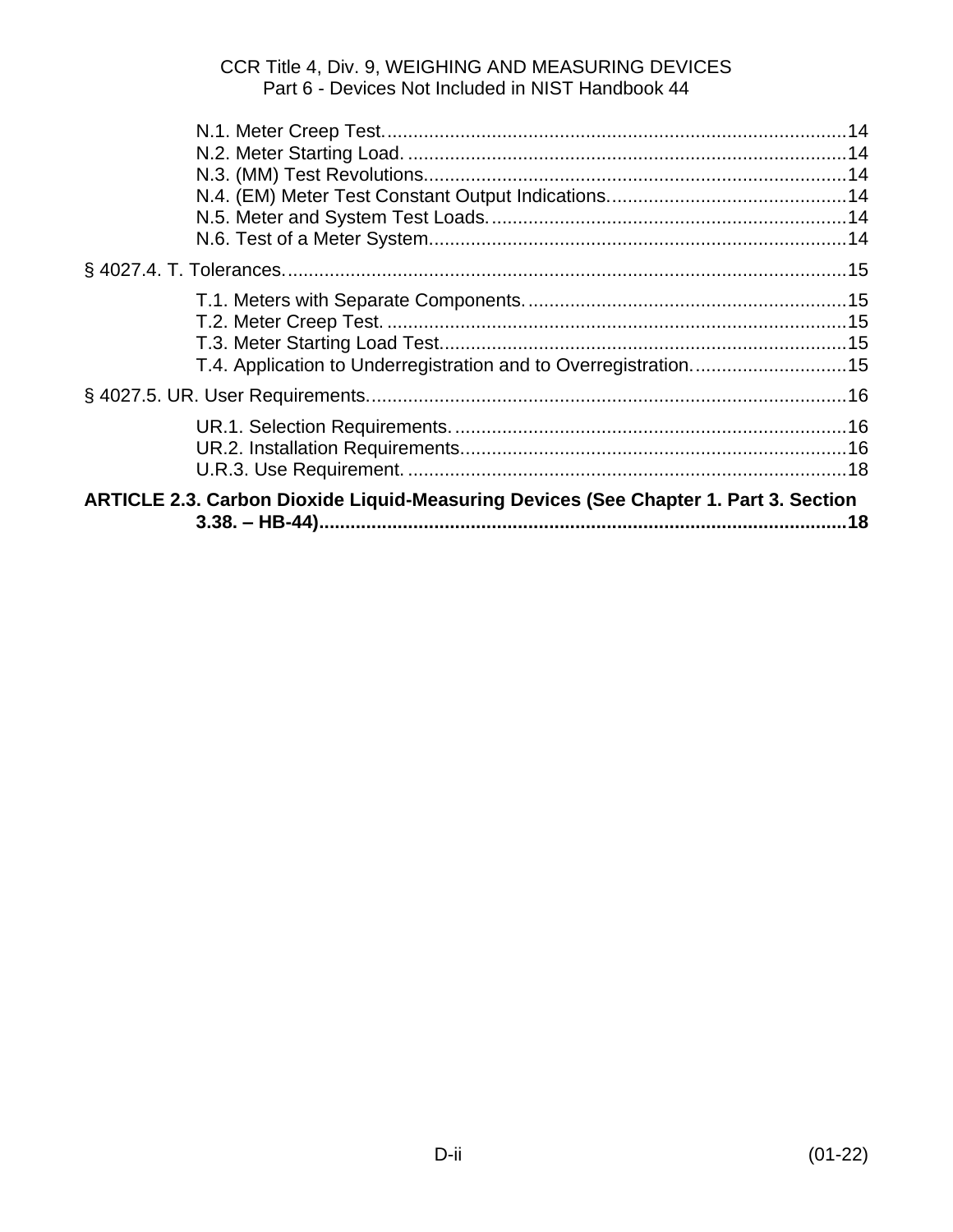N.1. Meter Creep Test. 14
N.2. Meter Starting Load. 14
N.3. (MM) Test Revolutions. 14
N.4. (EM) Meter Test Constant Output Indications. 14
N.5. Meter and System Test Loads. 14
N.6. Test of a Meter System. 14

§ 4027.4. T. Tolerances. 15

T.1. Meters with Separate Components. 15
T.2. Meter Creep Test. 15
T.3. Meter Starting Load Test. 15
T.4. Application to Underregistration and to Overregistration. 15

§ 4027.5. UR. User Requirements. 16

UR.1. Selection Requirements. 16
UR.2. Installation Requirements. 16
U.R.3. Use Requirement. 18

**ARTICLE 2.3. Carbon Dioxide Liquid-Measuring Devices (See Chapter 1. Part 3. Section 3.38. – HB-44). 18**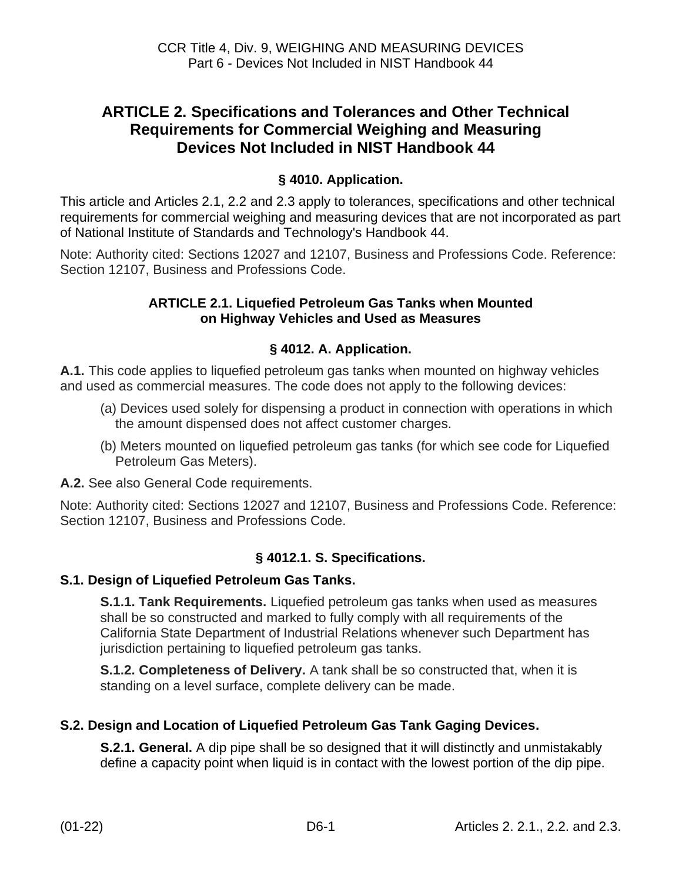## ARTICLE 2. Specifications and Tolerances and Other Technical Requirements for Commercial Weighing and Measuring Devices Not Included in NIST Handbook 44

### § 4010. Application.

This article and Articles 2.1, 2.2 and 2.3 apply to tolerances, specifications and other technical requirements for commercial weighing and measuring devices that are not incorporated as part of National Institute of Standards and Technology's Handbook 44.

Note: Authority cited: Sections 12027 and 12107, Business and Professions Code. Reference: Section 12107, Business and Professions Code.

### ARTICLE 2.1. Liquefied Petroleum Gas Tanks when Mounted on Highway Vehicles and Used as Measures

### § 4012. A. Application.

**A.1.** This code applies to liquefied petroleum gas tanks when mounted on highway vehicles and used as commercial measures. The code does not apply to the following devices:

(a) Devices used solely for dispensing a product in connection with operations in which the amount dispensed does not affect customer charges.

(b) Meters mounted on liquefied petroleum gas tanks (for which see code for Liquefied Petroleum Gas Meters).

**A.2.** See also General Code requirements.

Note: Authority cited: Sections 12027 and 12107, Business and Professions Code. Reference: Section 12107, Business and Professions Code.

### § 4012.1. S. Specifications.

**S.1. Design of Liquefied Petroleum Gas Tanks.**

**S.1.1. Tank Requirements.** Liquefied petroleum gas tanks when used as measures shall be so constructed and marked to fully comply with all requirements of the California State Department of Industrial Relations whenever such Department has jurisdiction pertaining to liquefied petroleum gas tanks.

**S.1.2. Completeness of Delivery.** A tank shall be so constructed that, when it is standing on a level surface, complete delivery can be made.

**S.2. Design and Location of Liquefied Petroleum Gas Tank Gaging Devices.**

**S.2.1. General.** A dip pipe shall be so designed that it will distinctly and unmistakably define a capacity point when liquid is in contact with the lowest portion of the dip pipe.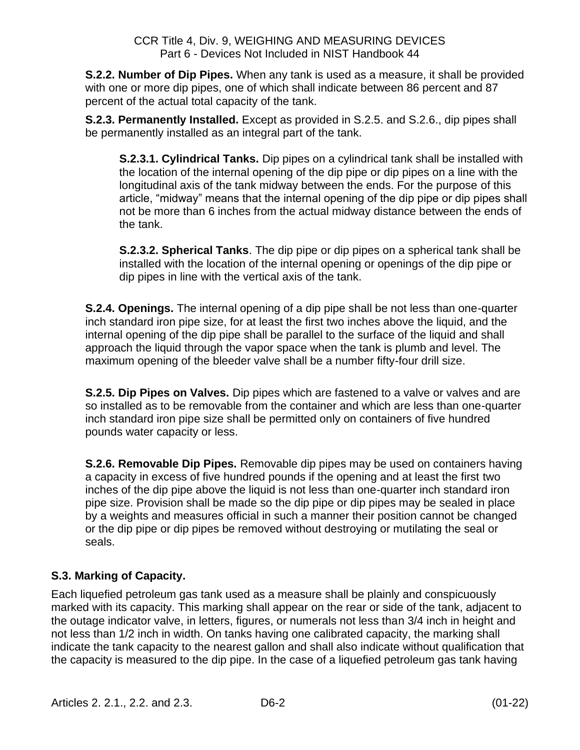**S.2.2. Number of Dip Pipes.** When any tank is used as a measure, it shall be provided with one or more dip pipes, one of which shall indicate between 86 percent and 87 percent of the actual total capacity of the tank.

**S.2.3. Permanently Installed.** Except as provided in S.2.5. and S.2.6., dip pipes shall be permanently installed as an integral part of the tank.

**S.2.3.1. Cylindrical Tanks.** Dip pipes on a cylindrical tank shall be installed with the location of the internal opening of the dip pipe or dip pipes on a line with the longitudinal axis of the tank midway between the ends. For the purpose of this article, "midway" means that the internal opening of the dip pipe or dip pipes shall not be more than 6 inches from the actual midway distance between the ends of the tank.

**S.2.3.2. Spherical Tanks**. The dip pipe or dip pipes on a spherical tank shall be installed with the location of the internal opening or openings of the dip pipe or dip pipes in line with the vertical axis of the tank.

**S.2.4. Openings.** The internal opening of a dip pipe shall be not less than one-quarter inch standard iron pipe size, for at least the first two inches above the liquid, and the internal opening of the dip pipe shall be parallel to the surface of the liquid and shall approach the liquid through the vapor space when the tank is plumb and level. The maximum opening of the bleeder valve shall be a number fifty-four drill size.

**S.2.5. Dip Pipes on Valves.** Dip pipes which are fastened to a valve or valves and are so installed as to be removable from the container and which are less than one-quarter inch standard iron pipe size shall be permitted only on containers of five hundred pounds water capacity or less.

**S.2.6. Removable Dip Pipes.** Removable dip pipes may be used on containers having a capacity in excess of five hundred pounds if the opening and at least the first two inches of the dip pipe above the liquid is not less than one-quarter inch standard iron pipe size. Provision shall be made so the dip pipe or dip pipes may be sealed in place by a weights and measures official in such a manner their position cannot be changed or the dip pipe or dip pipes be removed without destroying or mutilating the seal or seals.

## S.3. Marking of Capacity.

Each liquefied petroleum gas tank used as a measure shall be plainly and conspicuously marked with its capacity. This marking shall appear on the rear or side of the tank, adjacent to the outage indicator valve, in letters, figures, or numerals not less than 3/4 inch in height and not less than 1/2 inch in width. On tanks having one calibrated capacity, the marking shall indicate the tank capacity to the nearest gallon and shall also indicate without qualification that the capacity is measured to the dip pipe. In the case of a liquefied petroleum gas tank having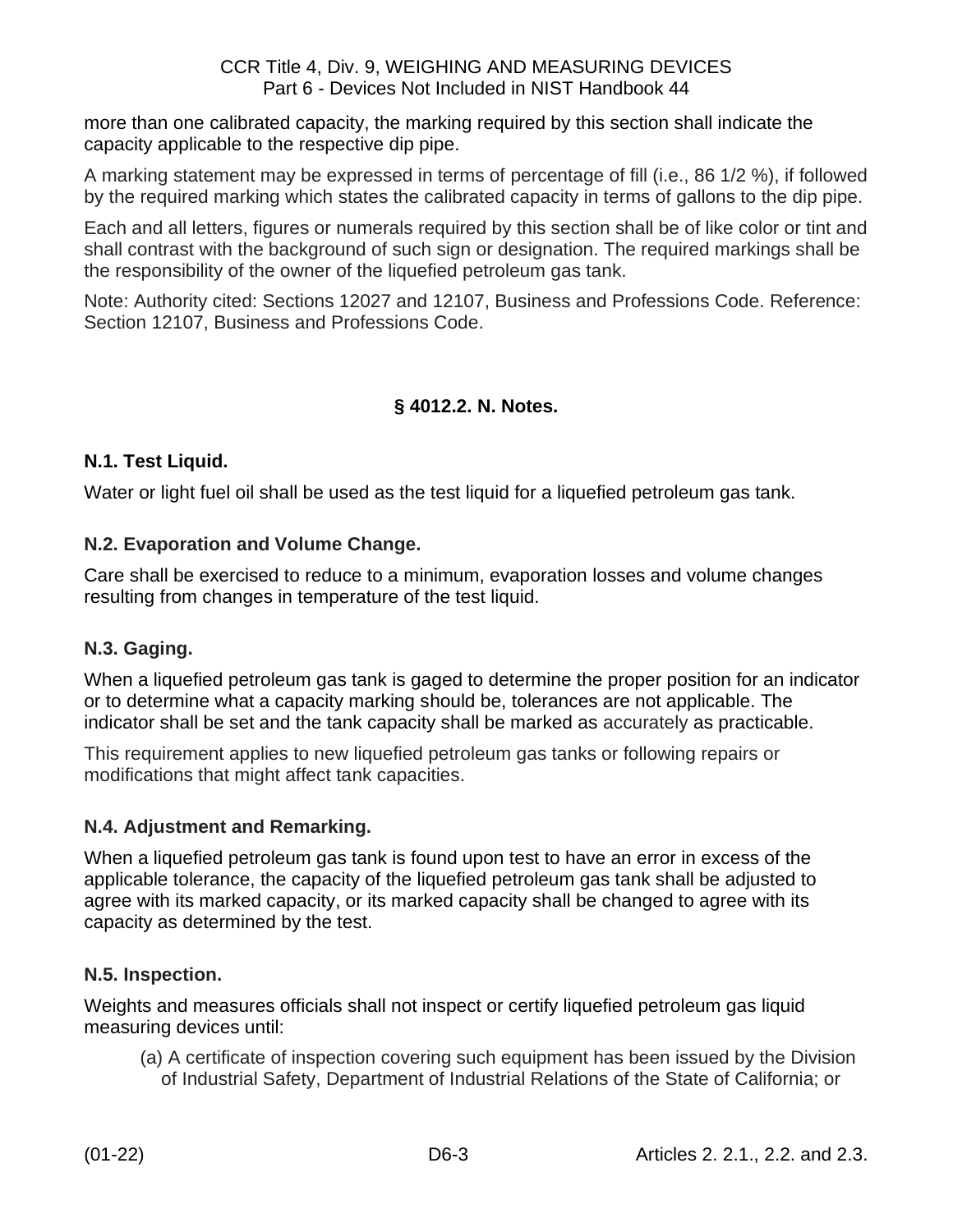more than one calibrated capacity, the marking required by this section shall indicate the capacity applicable to the respective dip pipe.

A marking statement may be expressed in terms of percentage of fill (i.e., 86 1/2 %), if followed by the required marking which states the calibrated capacity in terms of gallons to the dip pipe.

Each and all letters, figures or numerals required by this section shall be of like color or tint and shall contrast with the background of such sign or designation. The required markings shall be the responsibility of the owner of the liquefied petroleum gas tank.

Note: Authority cited: Sections 12027 and 12107, Business and Professions Code. Reference: Section 12107, Business and Professions Code.

## § 4012.2. N. Notes.

### N.1. Test Liquid.

Water or light fuel oil shall be used as the test liquid for a liquefied petroleum gas tank.

### N.2. Evaporation and Volume Change.

Care shall be exercised to reduce to a minimum, evaporation losses and volume changes resulting from changes in temperature of the test liquid.

### N.3. Gaging.

When a liquefied petroleum gas tank is gaged to determine the proper position for an indicator or to determine what a capacity marking should be, tolerances are not applicable. The indicator shall be set and the tank capacity shall be marked as accurately as practicable.

This requirement applies to new liquefied petroleum gas tanks or following repairs or modifications that might affect tank capacities.

### N.4. Adjustment and Remarking.

When a liquefied petroleum gas tank is found upon test to have an error in excess of the applicable tolerance, the capacity of the liquefied petroleum gas tank shall be adjusted to agree with its marked capacity, or its marked capacity shall be changed to agree with its capacity as determined by the test.

### N.5. Inspection.

Weights and measures officials shall not inspect or certify liquefied petroleum gas liquid measuring devices until:

(a) A certificate of inspection covering such equipment has been issued by the Division of Industrial Safety, Department of Industrial Relations of the State of California; or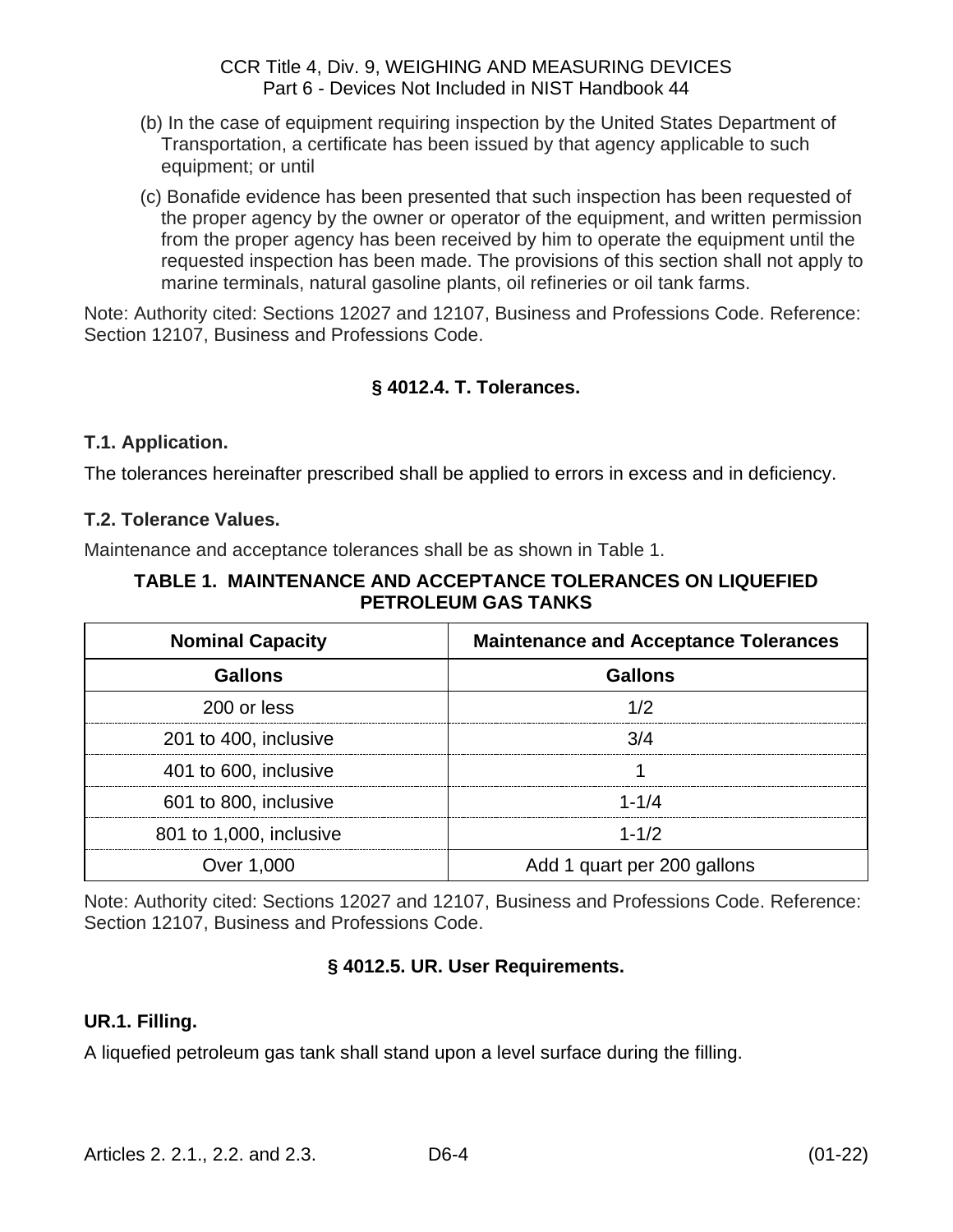(b) In the case of equipment requiring inspection by the United States Department of Transportation, a certificate has been issued by that agency applicable to such equipment; or until

(c) Bonafide evidence has been presented that such inspection has been requested of the proper agency by the owner or operator of the equipment, and written permission from the proper agency has been received by him to operate the equipment until the requested inspection has been made. The provisions of this section shall not apply to marine terminals, natural gasoline plants, oil refineries or oil tank farms.

Note: Authority cited: Sections 12027 and 12107, Business and Professions Code. Reference: Section 12107, Business and Professions Code.

## § 4012.4. T. Tolerances.

### T.1. Application.

The tolerances hereinafter prescribed shall be applied to errors in excess and in deficiency.

### T.2. Tolerance Values.

Maintenance and acceptance tolerances shall be as shown in Table 1.

**TABLE 1. MAINTENANCE AND ACCEPTANCE TOLERANCES ON LIQUEFIED PETROLEUM GAS TANKS**

| Nominal Capacity | Maintenance and Acceptance Tolerances |
|---|---|
| **Gallons** | **Gallons** |
| 200 or less | 1/2 |
| 201 to 400, inclusive | 3/4 |
| 401 to 600, inclusive | 1 |
| 601 to 800, inclusive | 1-1/4 |
| 801 to 1,000, inclusive | 1-1/2 |
| Over 1,000 | Add 1 quart per 200 gallons |

Note: Authority cited: Sections 12027 and 12107, Business and Professions Code. Reference: Section 12107, Business and Professions Code.

## § 4012.5. UR. User Requirements.

### UR.1. Filling.

A liquefied petroleum gas tank shall stand upon a level surface during the filling.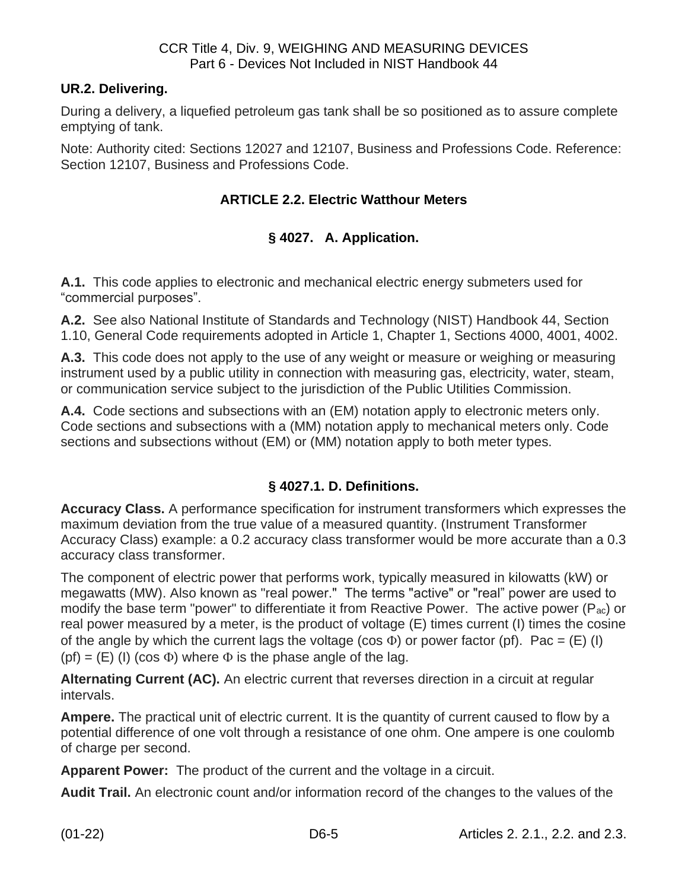**UR.2. Delivering.**

During a delivery, a liquefied petroleum gas tank shall be so positioned as to assure complete emptying of tank.

Note: Authority cited: Sections 12027 and 12107, Business and Professions Code. Reference: Section 12107, Business and Professions Code.

## ARTICLE 2.2. Electric Watthour Meters

### § 4027. A. Application.

**A.1.** This code applies to electronic and mechanical electric energy submeters used for "commercial purposes".

**A.2.** See also National Institute of Standards and Technology (NIST) Handbook 44, Section 1.10, General Code requirements adopted in Article 1, Chapter 1, Sections 4000, 4001, 4002.

**A.3.** This code does not apply to the use of any weight or measure or weighing or measuring instrument used by a public utility in connection with measuring gas, electricity, water, steam, or communication service subject to the jurisdiction of the Public Utilities Commission.

**A.4.** Code sections and subsections with an (EM) notation apply to electronic meters only. Code sections and subsections with a (MM) notation apply to mechanical meters only. Code sections and subsections without (EM) or (MM) notation apply to both meter types.

### § 4027.1. D. Definitions.

**Accuracy Class.** A performance specification for instrument transformers which expresses the maximum deviation from the true value of a measured quantity. (Instrument Transformer Accuracy Class) example: a 0.2 accuracy class transformer would be more accurate than a 0.3 accuracy class transformer.

The component of electric power that performs work, typically measured in kilowatts (kW) or megawatts (MW). Also known as "real power." The terms "active" or "real" power are used to modify the base term "power" to differentiate it from Reactive Power. The active power ($P_{ac}$) or real power measured by a meter, is the product of voltage (E) times current (I) times the cosine of the angle by which the current lags the voltage (cos $\Phi$) or power factor (pf). Pac = (E) (I) (pf) = (E) (I) (cos $\Phi$) where $\Phi$ is the phase angle of the lag.

**Alternating Current (AC).** An electric current that reverses direction in a circuit at regular intervals.

**Ampere.** The practical unit of electric current. It is the quantity of current caused to flow by a potential difference of one volt through a resistance of one ohm. One ampere is one coulomb of charge per second.

**Apparent Power:** The product of the current and the voltage in a circuit.

**Audit Trail.** An electronic count and/or information record of the changes to the values of the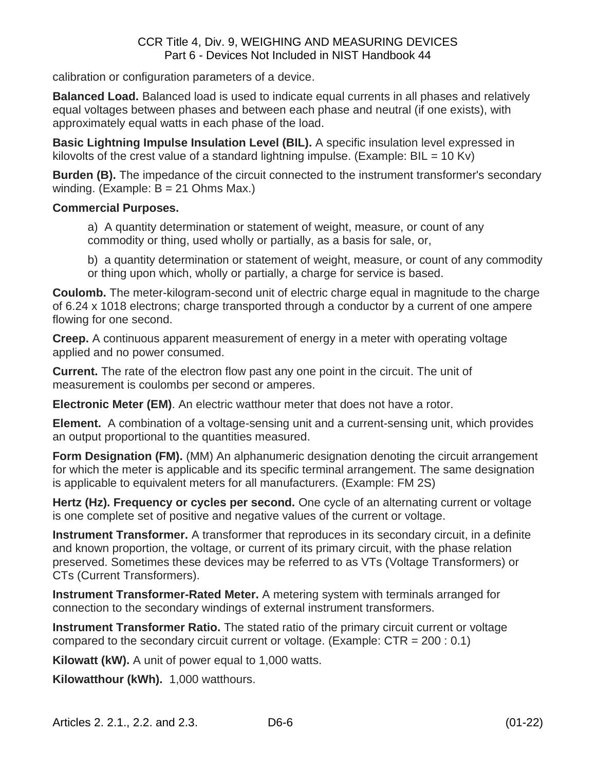calibration or configuration parameters of a device.

**Balanced Load.** Balanced load is used to indicate equal currents in all phases and relatively equal voltages between phases and between each phase and neutral (if one exists), with approximately equal watts in each phase of the load.

**Basic Lightning Impulse Insulation Level (BIL).** A specific insulation level expressed in kilovolts of the crest value of a standard lightning impulse. (Example: BIL = 10 Kv)

**Burden (B).** The impedance of the circuit connected to the instrument transformer's secondary winding. (Example: B = 21 Ohms Max.)

**Commercial Purposes.**

a) A quantity determination or statement of weight, measure, or count of any commodity or thing, used wholly or partially, as a basis for sale, or,

b) a quantity determination or statement of weight, measure, or count of any commodity or thing upon which, wholly or partially, a charge for service is based.

**Coulomb.** The meter-kilogram-second unit of electric charge equal in magnitude to the charge of 6.24 x 1018 electrons; charge transported through a conductor by a current of one ampere flowing for one second.

**Creep.** A continuous apparent measurement of energy in a meter with operating voltage applied and no power consumed.

**Current.** The rate of the electron flow past any one point in the circuit. The unit of measurement is coulombs per second or amperes.

**Electronic Meter (EM)**. An electric watthour meter that does not have a rotor.

**Element.** A combination of a voltage-sensing unit and a current-sensing unit, which provides an output proportional to the quantities measured.

**Form Designation (FM).** (MM) An alphanumeric designation denoting the circuit arrangement for which the meter is applicable and its specific terminal arrangement. The same designation is applicable to equivalent meters for all manufacturers. (Example: FM 2S)

**Hertz (Hz). Frequency or cycles per second.** One cycle of an alternating current or voltage is one complete set of positive and negative values of the current or voltage.

**Instrument Transformer.** A transformer that reproduces in its secondary circuit, in a definite and known proportion, the voltage, or current of its primary circuit, with the phase relation preserved. Sometimes these devices may be referred to as VTs (Voltage Transformers) or CTs (Current Transformers).

**Instrument Transformer-Rated Meter.** A metering system with terminals arranged for connection to the secondary windings of external instrument transformers.

**Instrument Transformer Ratio.** The stated ratio of the primary circuit current or voltage compared to the secondary circuit current or voltage. (Example: CTR = 200 : 0.1)

**Kilowatt (kW).** A unit of power equal to 1,000 watts.

**Kilowatthour (kWh).** 1,000 watthours.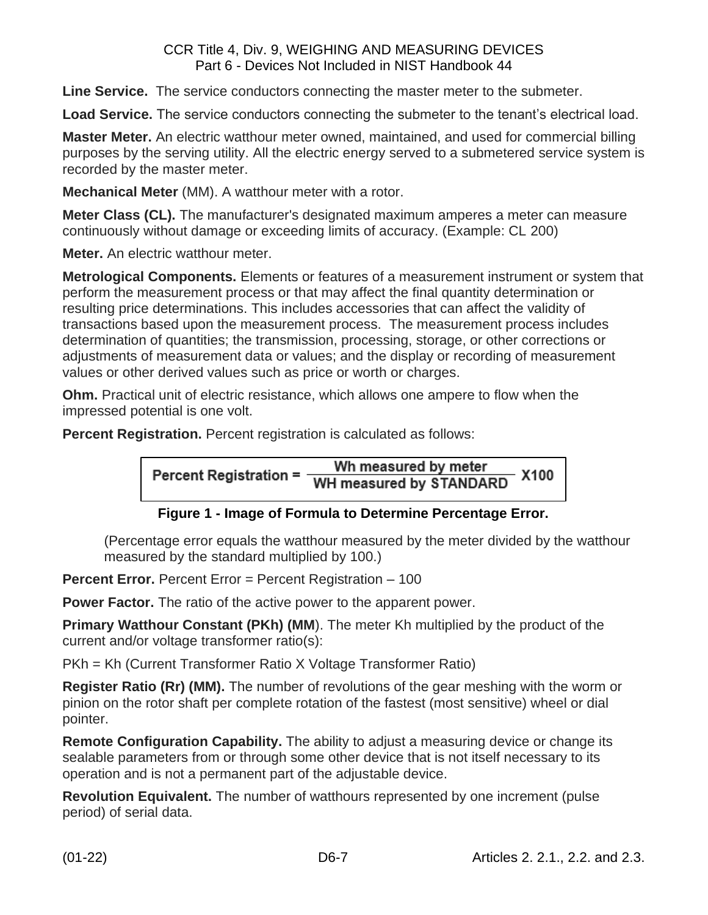**Line Service.** The service conductors connecting the master meter to the submeter.

**Load Service.** The service conductors connecting the submeter to the tenant's electrical load.

**Master Meter.** An electric watthour meter owned, maintained, and used for commercial billing purposes by the serving utility. All the electric energy served to a submetered service system is recorded by the master meter.

**Mechanical Meter** (MM). A watthour meter with a rotor.

**Meter Class (CL).** The manufacturer's designated maximum amperes a meter can measure continuously without damage or exceeding limits of accuracy. (Example: CL 200)

**Meter.** An electric watthour meter.

**Metrological Components.** Elements or features of a measurement instrument or system that perform the measurement process or that may affect the final quantity determination or resulting price determinations. This includes accessories that can affect the validity of transactions based upon the measurement process. The measurement process includes determination of quantities; the transmission, processing, storage, or other corrections or adjustments of measurement data or values; and the display or recording of measurement values or other derived values such as price or worth or charges.

**Ohm.** Practical unit of electric resistance, which allows one ampere to flow when the impressed potential is one volt.

**Percent Registration.** Percent registration is calculated as follows:

$$\text{Percent Registration} = \frac{\text{Wh measured by meter}}{\text{WH measured by STANDARD}} \times 100$$

**Figure 1 - Image of Formula to Determine Percentage Error.**

(Percentage error equals the watthour measured by the meter divided by the watthour measured by the standard multiplied by 100.)

**Percent Error.** Percent Error = Percent Registration – 100

**Power Factor.** The ratio of the active power to the apparent power.

**Primary Watthour Constant (PKh) (MM**). The meter Kh multiplied by the product of the current and/or voltage transformer ratio(s):

PKh = Kh (Current Transformer Ratio X Voltage Transformer Ratio)

**Register Ratio (Rr) (MM).** The number of revolutions of the gear meshing with the worm or pinion on the rotor shaft per complete rotation of the fastest (most sensitive) wheel or dial pointer.

**Remote Configuration Capability.** The ability to adjust a measuring device or change its sealable parameters from or through some other device that is not itself necessary to its operation and is not a permanent part of the adjustable device.

**Revolution Equivalent.** The number of watthours represented by one increment (pulse period) of serial data.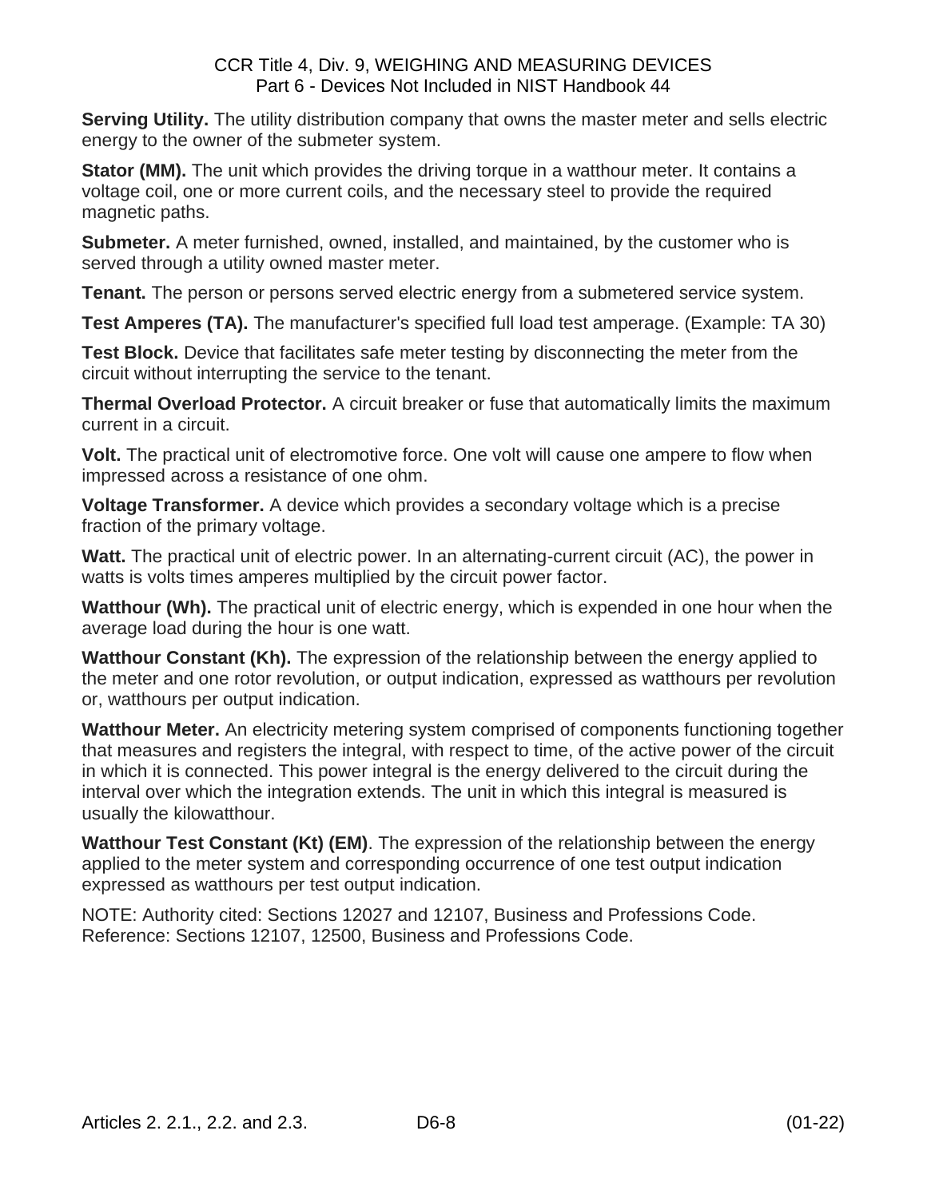**Serving Utility.** The utility distribution company that owns the master meter and sells electric energy to the owner of the submeter system.

**Stator (MM).** The unit which provides the driving torque in a watthour meter. It contains a voltage coil, one or more current coils, and the necessary steel to provide the required magnetic paths.

**Submeter.** A meter furnished, owned, installed, and maintained, by the customer who is served through a utility owned master meter.

**Tenant.** The person or persons served electric energy from a submetered service system.

**Test Amperes (TA).** The manufacturer's specified full load test amperage. (Example: TA 30)

**Test Block.** Device that facilitates safe meter testing by disconnecting the meter from the circuit without interrupting the service to the tenant.

**Thermal Overload Protector.** A circuit breaker or fuse that automatically limits the maximum current in a circuit.

**Volt.** The practical unit of electromotive force. One volt will cause one ampere to flow when impressed across a resistance of one ohm.

**Voltage Transformer.** A device which provides a secondary voltage which is a precise fraction of the primary voltage.

**Watt.** The practical unit of electric power. In an alternating-current circuit (AC), the power in watts is volts times amperes multiplied by the circuit power factor.

**Watthour (Wh).** The practical unit of electric energy, which is expended in one hour when the average load during the hour is one watt.

**Watthour Constant (Kh).** The expression of the relationship between the energy applied to the meter and one rotor revolution, or output indication, expressed as watthours per revolution or, watthours per output indication.

**Watthour Meter.** An electricity metering system comprised of components functioning together that measures and registers the integral, with respect to time, of the active power of the circuit in which it is connected. This power integral is the energy delivered to the circuit during the interval over which the integration extends. The unit in which this integral is measured is usually the kilowatthour.

**Watthour Test Constant (Kt) (EM)**. The expression of the relationship between the energy applied to the meter system and corresponding occurrence of one test output indication expressed as watthours per test output indication.

NOTE: Authority cited: Sections 12027 and 12107, Business and Professions Code. Reference: Sections 12107, 12500, Business and Professions Code.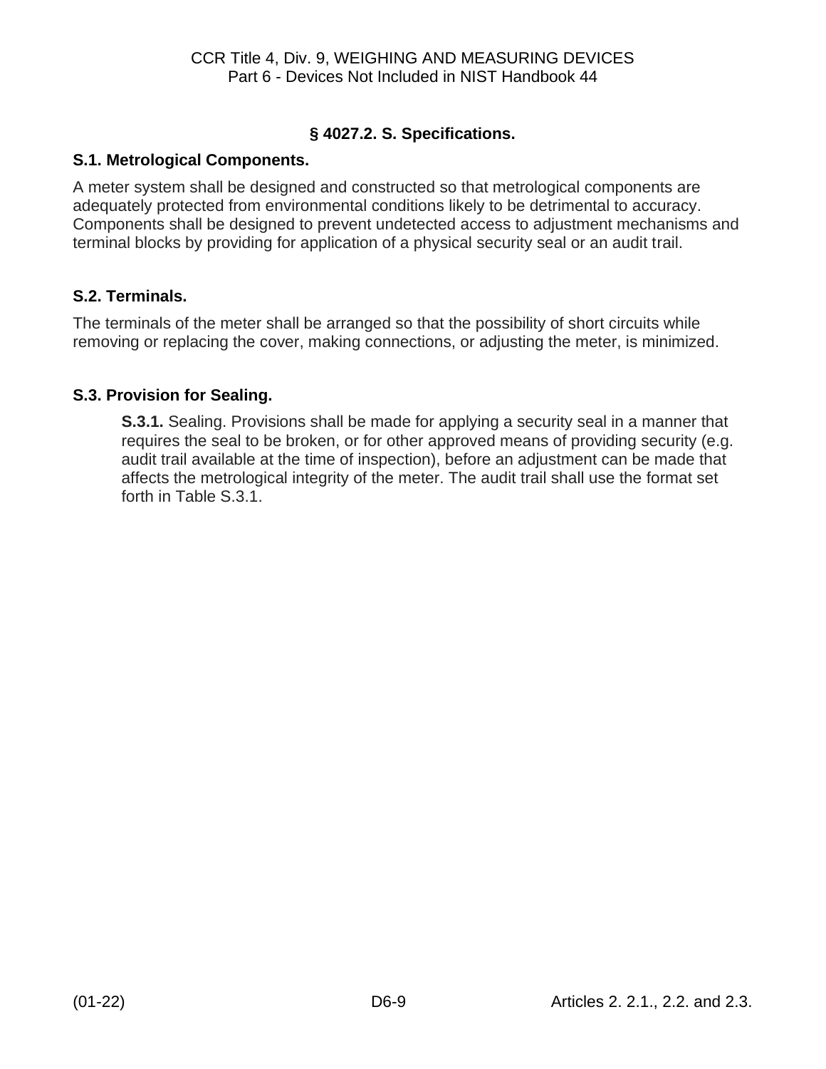## § 4027.2. S. Specifications.

### S.1. Metrological Components.

A meter system shall be designed and constructed so that metrological components are adequately protected from environmental conditions likely to be detrimental to accuracy. Components shall be designed to prevent undetected access to adjustment mechanisms and terminal blocks by providing for application of a physical security seal or an audit trail.

### S.2. Terminals.

The terminals of the meter shall be arranged so that the possibility of short circuits while removing or replacing the cover, making connections, or adjusting the meter, is minimized.

### S.3. Provision for Sealing.

**S.3.1.** Sealing. Provisions shall be made for applying a security seal in a manner that requires the seal to be broken, or for other approved means of providing security (e.g. audit trail available at the time of inspection), before an adjustment can be made that affects the metrological integrity of the meter. The audit trail shall use the format set forth in Table S.3.1.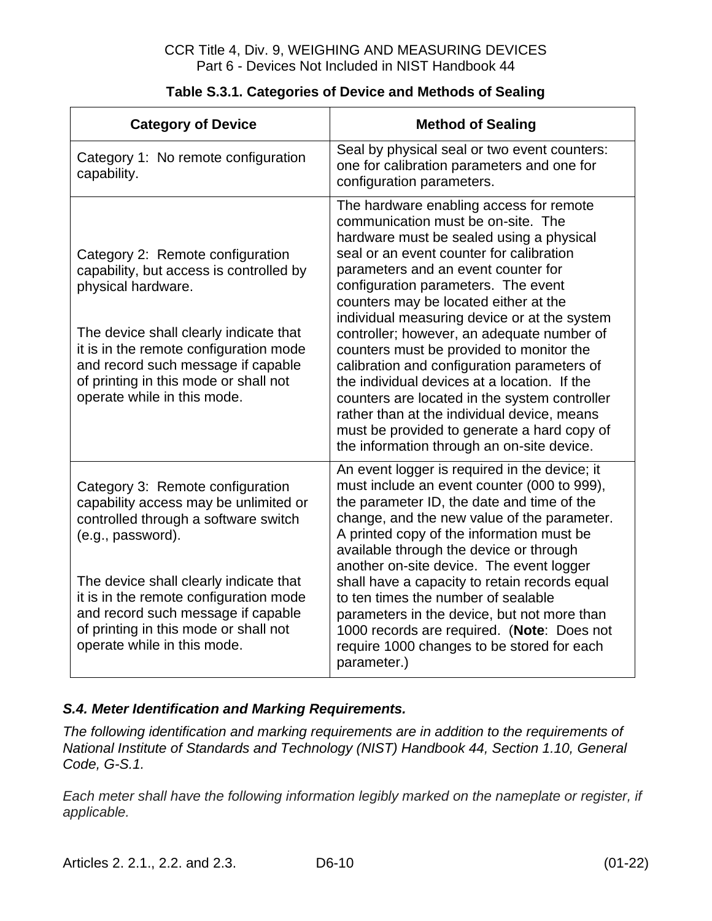**Table S.3.1. Categories of Device and Methods of Sealing**

| Category of Device | Method of Sealing |
| --- | --- |
| Category 1: No remote configuration capability. | Seal by physical seal or two event counters: one for calibration parameters and one for configuration parameters. |
| Category 2: Remote configuration capability, but access is controlled by physical hardware.<br><br>The device shall clearly indicate that it is in the remote configuration mode and record such message if capable of printing in this mode or shall not operate while in this mode. | The hardware enabling access for remote communication must be on-site. The hardware must be sealed using a physical seal or an event counter for calibration parameters and an event counter for configuration parameters. The event counters may be located either at the individual measuring device or at the system controller; however, an adequate number of counters must be provided to monitor the calibration and configuration parameters of the individual devices at a location. If the counters are located in the system controller rather than at the individual device, means must be provided to generate a hard copy of the information through an on-site device. |
| Category 3: Remote configuration capability access may be unlimited or controlled through a software switch (e.g., password).<br><br>The device shall clearly indicate that it is in the remote configuration mode and record such message if capable of printing in this mode or shall not operate while in this mode. | An event logger is required in the device; it must include an event counter (000 to 999), the parameter ID, the date and time of the change, and the new value of the parameter. A printed copy of the information must be available through the device or through another on-site device. The event logger shall have a capacity to retain records equal to ten times the number of sealable parameters in the device, but not more than 1000 records are required. (**Note**: Does not require 1000 changes to be stored for each parameter.) |

### *S.4. Meter Identification and Marking Requirements.*

*The following identification and marking requirements are in addition to the requirements of National Institute of Standards and Technology (NIST) Handbook 44, Section 1.10, General Code, G-S.1.*

*Each meter shall have the following information legibly marked on the nameplate or register, if applicable.*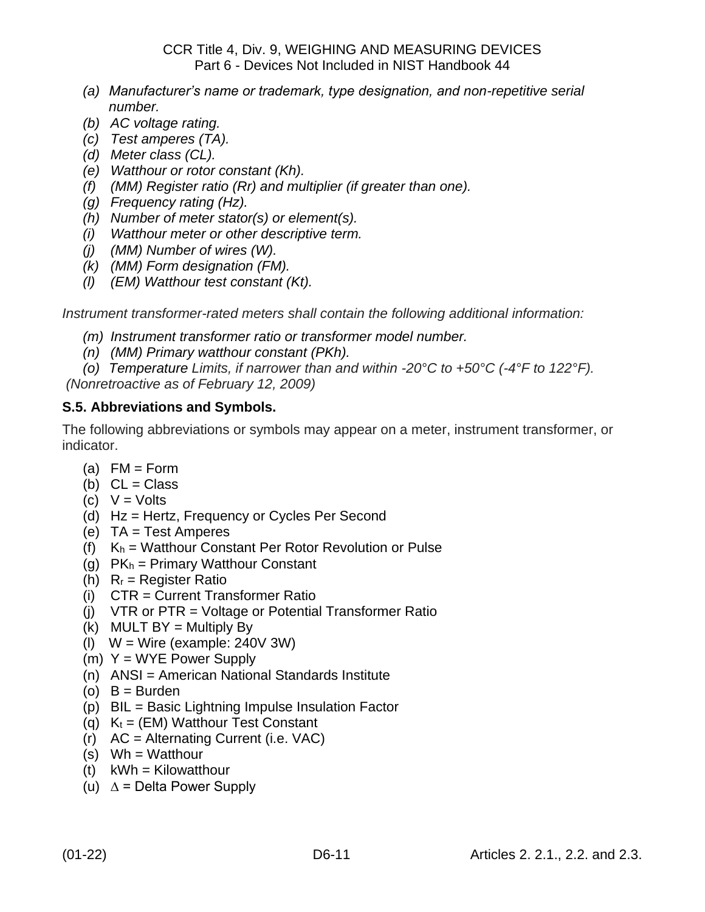*(a) Manufacturer's name or trademark, type designation, and non-repetitive serial number.*
*(b) AC voltage rating.*
*(c) Test amperes (TA).*
*(d) Meter class (CL).*
*(e) Watthour or rotor constant (Kh).*
*(f) (MM) Register ratio (Rr) and multiplier (if greater than one).*
*(g) Frequency rating (Hz).*
*(h) Number of meter stator(s) or element(s).*
*(i) Watthour meter or other descriptive term.*
*(j) (MM) Number of wires (W).*
*(k) (MM) Form designation (FM).*
*(l) (EM) Watthour test constant (Kt).*

*Instrument transformer-rated meters shall contain the following additional information:*

*(m) Instrument transformer ratio or transformer model number.*
*(n) (MM) Primary watthour constant (PKh).*
*(o) Temperature Limits, if narrower than and within -20°C to +50°C (-4°F to 122°F).*
*(Nonretroactive as of February 12, 2009)*

**S.5. Abbreviations and Symbols.**

The following abbreviations or symbols may appear on a meter, instrument transformer, or indicator.

(a) FM = Form
(b) CL = Class
(c) V = Volts
(d) Hz = Hertz, Frequency or Cycles Per Second
(e) TA = Test Amperes
(f) $K_h$ = Watthour Constant Per Rotor Revolution or Pulse
(g) $PK_h$ = Primary Watthour Constant
(h) $R_r$ = Register Ratio
(i) CTR = Current Transformer Ratio
(j) VTR or PTR = Voltage or Potential Transformer Ratio
(k) MULT BY = Multiply By
(l) W = Wire (example: 240V 3W)
(m) Y = WYE Power Supply
(n) ANSI = American National Standards Institute
(o) B = Burden
(p) BIL = Basic Lightning Impulse Insulation Factor
(q) $K_t$ = (EM) Watthour Test Constant
(r) AC = Alternating Current (i.e. VAC)
(s) Wh = Watthour
(t) kWh = Kilowatthour
(u) $\Delta$ = Delta Power Supply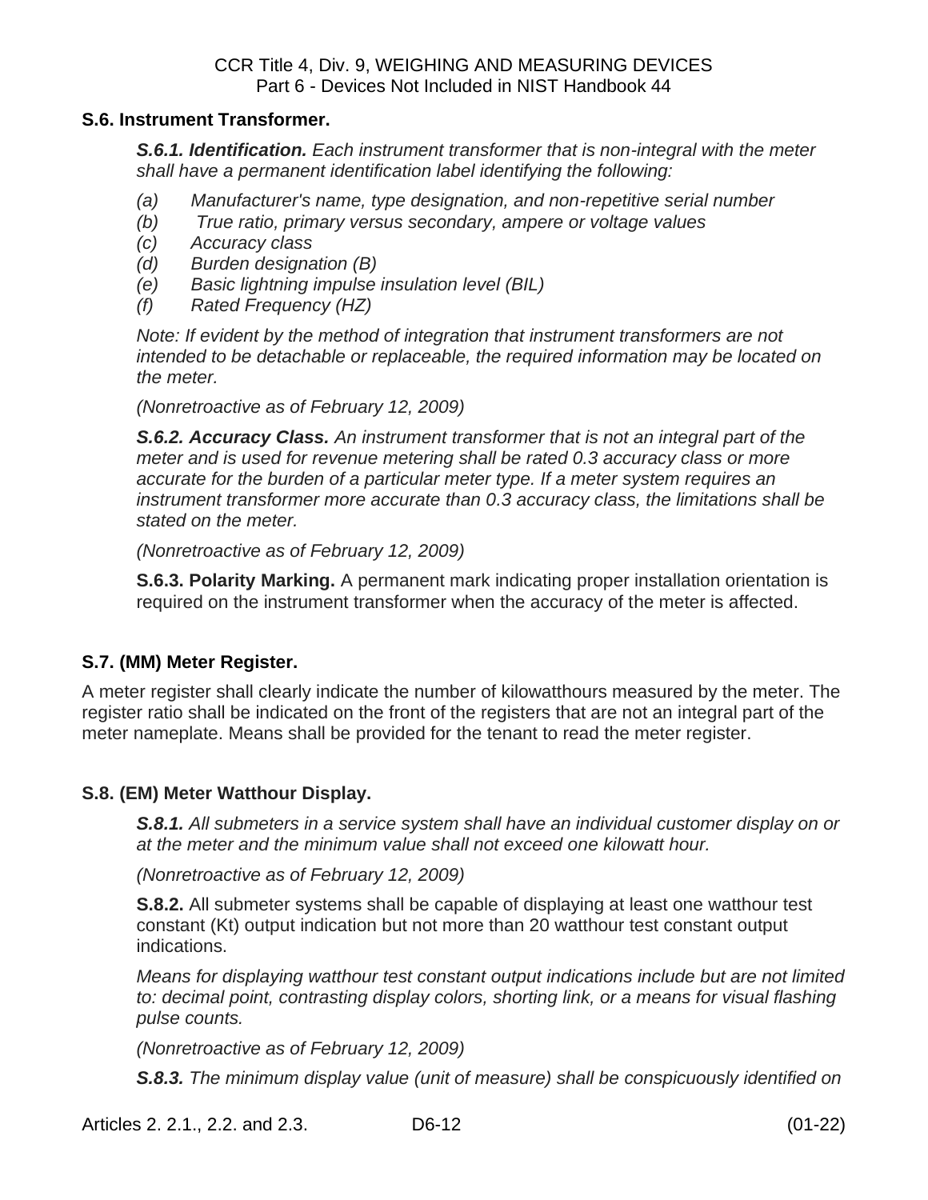### S.6. Instrument Transformer.

***S.6.1. Identification.*** *Each instrument transformer that is non-integral with the meter shall have a permanent identification label identifying the following:*

*(a) Manufacturer's name, type designation, and non-repetitive serial number*
*(b) True ratio, primary versus secondary, ampere or voltage values*
*(c) Accuracy class*
*(d) Burden designation (B)*
*(e) Basic lightning impulse insulation level (BIL)*
*(f) Rated Frequency (HZ)*

*Note: If evident by the method of integration that instrument transformers are not intended to be detachable or replaceable, the required information may be located on the meter.*

*(Nonretroactive as of February 12, 2009)*

***S.6.2. Accuracy Class.*** *An instrument transformer that is not an integral part of the meter and is used for revenue metering shall be rated 0.3 accuracy class or more accurate for the burden of a particular meter type. If a meter system requires an instrument transformer more accurate than 0.3 accuracy class, the limitations shall be stated on the meter.*

*(Nonretroactive as of February 12, 2009)*

**S.6.3. Polarity Marking.** A permanent mark indicating proper installation orientation is required on the instrument transformer when the accuracy of the meter is affected.

### S.7. (MM) Meter Register.

A meter register shall clearly indicate the number of kilowatthours measured by the meter. The register ratio shall be indicated on the front of the registers that are not an integral part of the meter nameplate. Means shall be provided for the tenant to read the meter register.

### S.8. (EM) Meter Watthour Display.

***S.8.1.*** *All submeters in a service system shall have an individual customer display on or at the meter and the minimum value shall not exceed one kilowatt hour.*

*(Nonretroactive as of February 12, 2009)*

**S.8.2.** All submeter systems shall be capable of displaying at least one watthour test constant (Kt) output indication but not more than 20 watthour test constant output indications.

*Means for displaying watthour test constant output indications include but are not limited to: decimal point, contrasting display colors, shorting link, or a means for visual flashing pulse counts.*

*(Nonretroactive as of February 12, 2009)*

***S.8.3.*** *The minimum display value (unit of measure) shall be conspicuously identified on*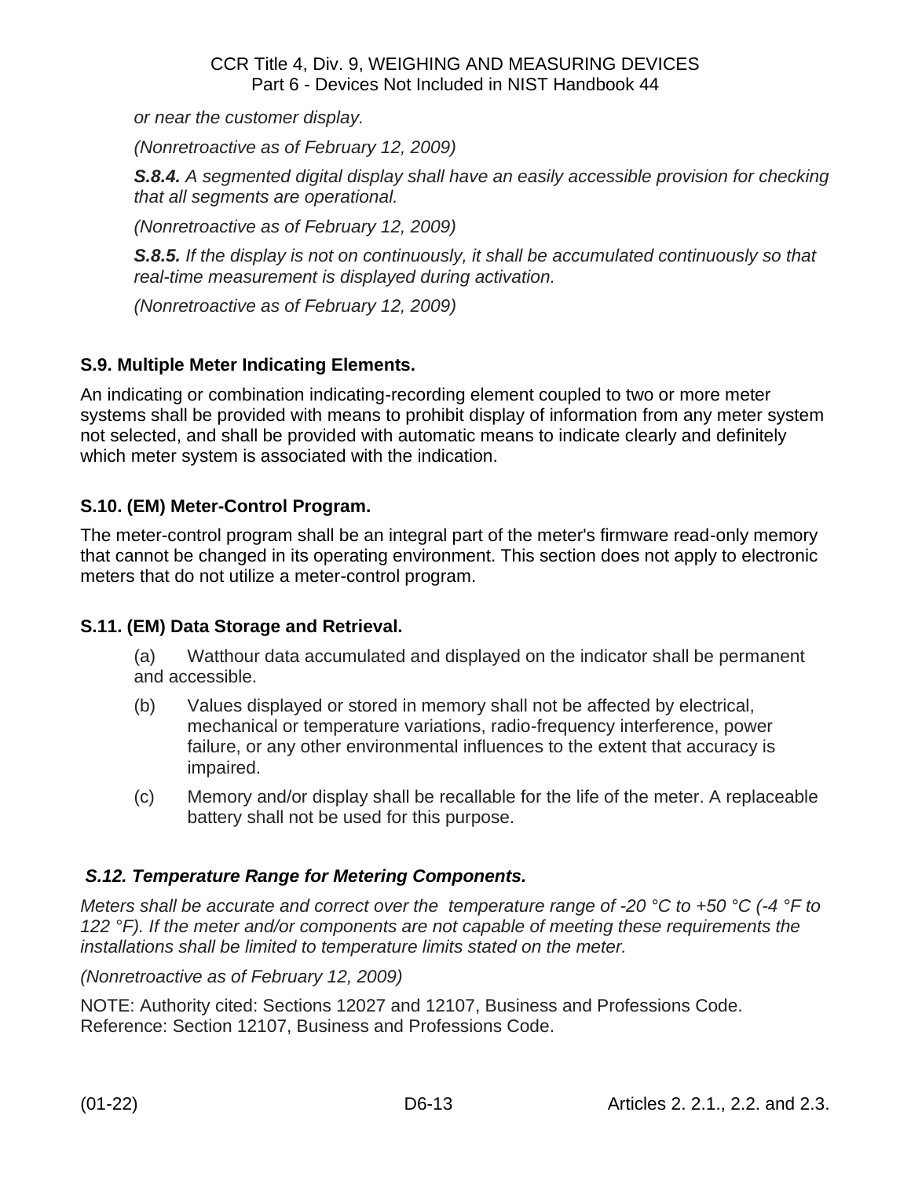*or near the customer display.*

*(Nonretroactive as of February 12, 2009)*

***S.8.4.*** *A segmented digital display shall have an easily accessible provision for checking that all segments are operational.*

*(Nonretroactive as of February 12, 2009)*

***S.8.5.*** *If the display is not on continuously, it shall be accumulated continuously so that real-time measurement is displayed during activation.*

*(Nonretroactive as of February 12, 2009)*

**S.9. Multiple Meter Indicating Elements.**

An indicating or combination indicating-recording element coupled to two or more meter systems shall be provided with means to prohibit display of information from any meter system not selected, and shall be provided with automatic means to indicate clearly and definitely which meter system is associated with the indication.

**S.10. (EM) Meter-Control Program.**

The meter-control program shall be an integral part of the meter's firmware read-only memory that cannot be changed in its operating environment. This section does not apply to electronic meters that do not utilize a meter-control program.

**S.11. (EM) Data Storage and Retrieval.**

(a) Watthour data accumulated and displayed on the indicator shall be permanent and accessible.

(b) Values displayed or stored in memory shall not be affected by electrical, mechanical or temperature variations, radio-frequency interference, power failure, or any other environmental influences to the extent that accuracy is impaired.

(c) Memory and/or display shall be recallable for the life of the meter. A replaceable battery shall not be used for this purpose.

***S.12. Temperature Range for Metering Components.***

*Meters shall be accurate and correct over the temperature range of -20 °C to +50 °C (-4 °F to 122 °F). If the meter and/or components are not capable of meeting these requirements the installations shall be limited to temperature limits stated on the meter.*

*(Nonretroactive as of February 12, 2009)*

NOTE: Authority cited: Sections 12027 and 12107, Business and Professions Code. Reference: Section 12107, Business and Professions Code.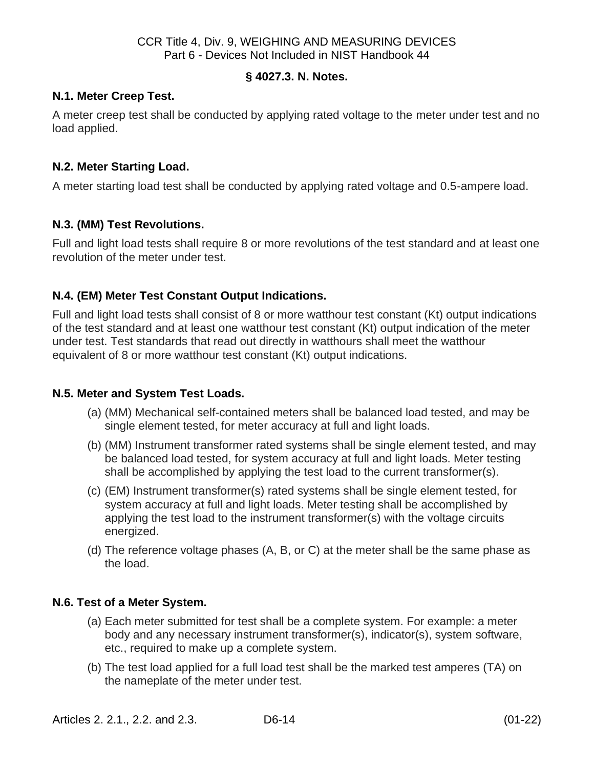### § 4027.3. N. Notes.

**N.1. Meter Creep Test.**

A meter creep test shall be conducted by applying rated voltage to the meter under test and no load applied.

**N.2. Meter Starting Load.**

A meter starting load test shall be conducted by applying rated voltage and 0.5-ampere load.

**N.3. (MM) Test Revolutions.**

Full and light load tests shall require 8 or more revolutions of the test standard and at least one revolution of the meter under test.

**N.4. (EM) Meter Test Constant Output Indications.**

Full and light load tests shall consist of 8 or more watthour test constant (Kt) output indications of the test standard and at least one watthour test constant (Kt) output indication of the meter under test. Test standards that read out directly in watthours shall meet the watthour equivalent of 8 or more watthour test constant (Kt) output indications.

**N.5. Meter and System Test Loads.**

(a) (MM) Mechanical self-contained meters shall be balanced load tested, and may be single element tested, for meter accuracy at full and light loads.

(b) (MM) Instrument transformer rated systems shall be single element tested, and may be balanced load tested, for system accuracy at full and light loads. Meter testing shall be accomplished by applying the test load to the current transformer(s).

(c) (EM) Instrument transformer(s) rated systems shall be single element tested, for system accuracy at full and light loads. Meter testing shall be accomplished by applying the test load to the instrument transformer(s) with the voltage circuits energized.

(d) The reference voltage phases (A, B, or C) at the meter shall be the same phase as the load.

**N.6. Test of a Meter System.**

(a) Each meter submitted for test shall be a complete system. For example: a meter body and any necessary instrument transformer(s), indicator(s), system software, etc., required to make up a complete system.

(b) The test load applied for a full load test shall be the marked test amperes (TA) on the nameplate of the meter under test.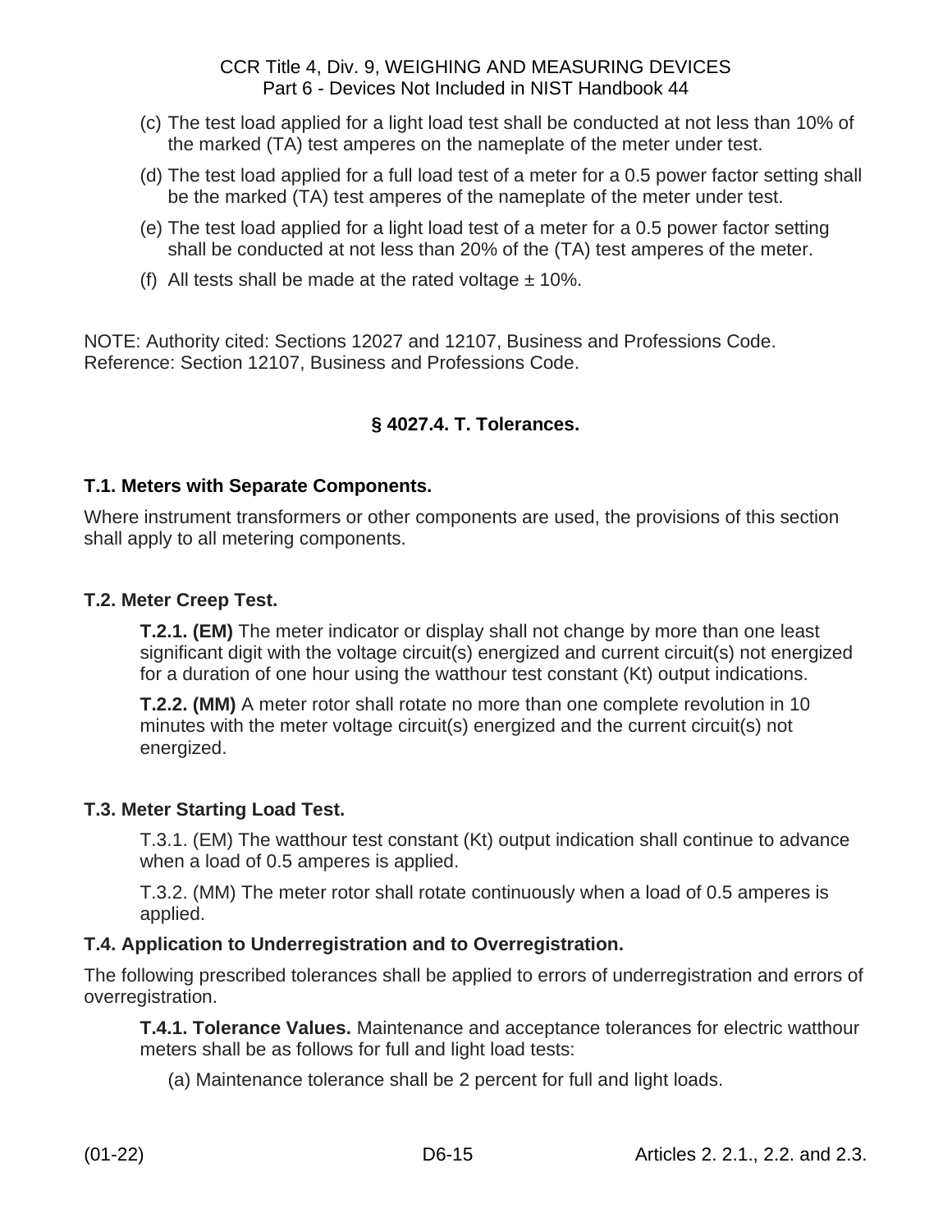(c) The test load applied for a light load test shall be conducted at not less than 10% of the marked (TA) test amperes on the nameplate of the meter under test.

(d) The test load applied for a full load test of a meter for a 0.5 power factor setting shall be the marked (TA) test amperes of the nameplate of the meter under test.

(e) The test load applied for a light load test of a meter for a 0.5 power factor setting shall be conducted at not less than 20% of the (TA) test amperes of the meter.

(f) All tests shall be made at the rated voltage ± 10%.

NOTE: Authority cited: Sections 12027 and 12107, Business and Professions Code. Reference: Section 12107, Business and Professions Code.

## § 4027.4. T. Tolerances.

### T.1. Meters with Separate Components.

Where instrument transformers or other components are used, the provisions of this section shall apply to all metering components.

### T.2. Meter Creep Test.

**T.2.1. (EM)** The meter indicator or display shall not change by more than one least significant digit with the voltage circuit(s) energized and current circuit(s) not energized for a duration of one hour using the watthour test constant (Kt) output indications.

**T.2.2. (MM)** A meter rotor shall rotate no more than one complete revolution in 10 minutes with the meter voltage circuit(s) energized and the current circuit(s) not energized.

### T.3. Meter Starting Load Test.

T.3.1. (EM) The watthour test constant (Kt) output indication shall continue to advance when a load of 0.5 amperes is applied.

T.3.2. (MM) The meter rotor shall rotate continuously when a load of 0.5 amperes is applied.

### T.4. Application to Underregistration and to Overregistration.

The following prescribed tolerances shall be applied to errors of underregistration and errors of overregistration.

**T.4.1. Tolerance Values.** Maintenance and acceptance tolerances for electric watthour meters shall be as follows for full and light load tests:

(a) Maintenance tolerance shall be 2 percent for full and light loads.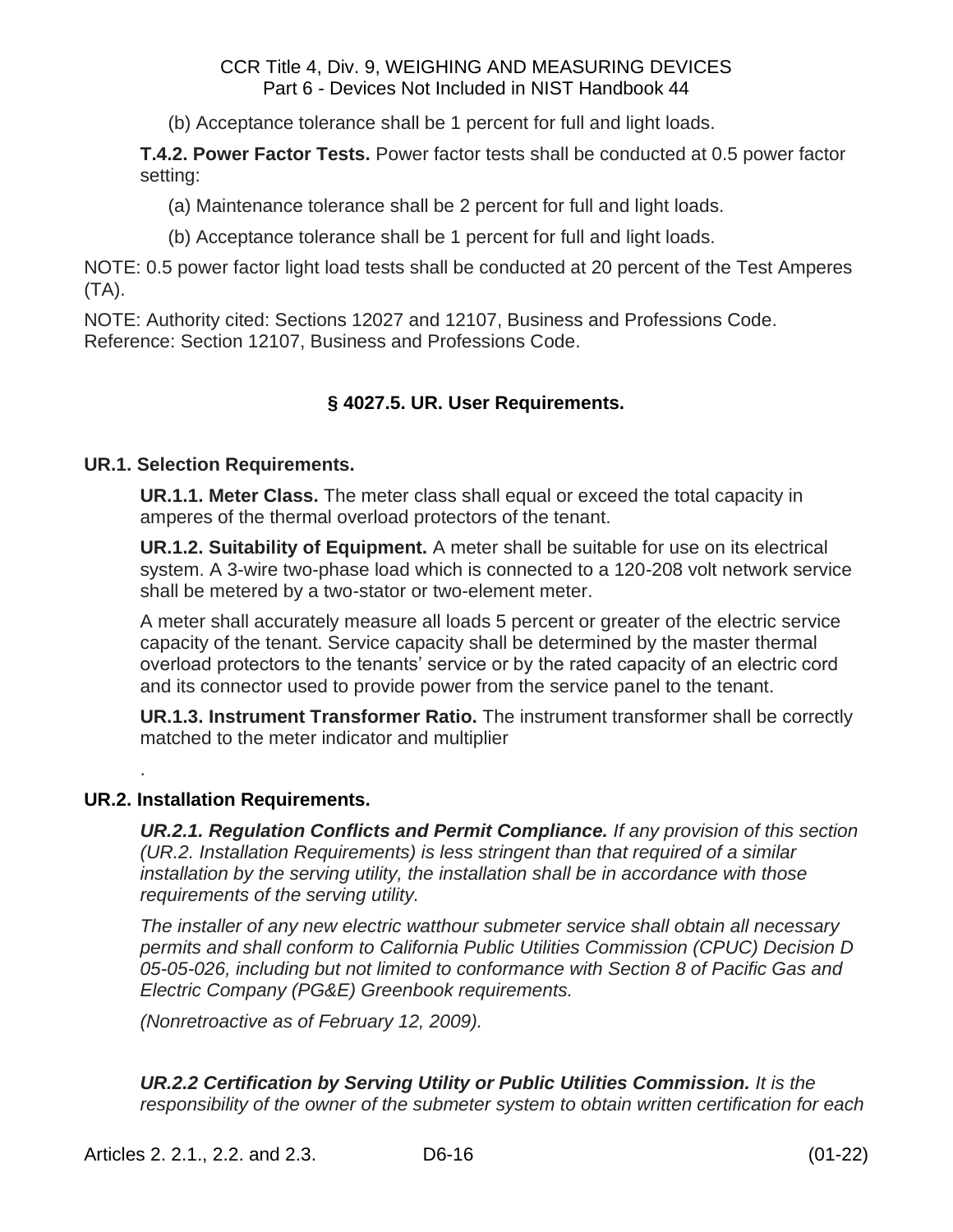(b) Acceptance tolerance shall be 1 percent for full and light loads.

**T.4.2. Power Factor Tests.** Power factor tests shall be conducted at 0.5 power factor setting:

(a) Maintenance tolerance shall be 2 percent for full and light loads.

(b) Acceptance tolerance shall be 1 percent for full and light loads.

NOTE: 0.5 power factor light load tests shall be conducted at 20 percent of the Test Amperes (TA).

NOTE: Authority cited: Sections 12027 and 12107, Business and Professions Code. Reference: Section 12107, Business and Professions Code.

## § 4027.5. UR. User Requirements.

### UR.1. Selection Requirements.

**UR.1.1. Meter Class.** The meter class shall equal or exceed the total capacity in amperes of the thermal overload protectors of the tenant.

**UR.1.2. Suitability of Equipment.** A meter shall be suitable for use on its electrical system. A 3-wire two-phase load which is connected to a 120-208 volt network service shall be metered by a two-stator or two-element meter.

A meter shall accurately measure all loads 5 percent or greater of the electric service capacity of the tenant. Service capacity shall be determined by the master thermal overload protectors to the tenants' service or by the rated capacity of an electric cord and its connector used to provide power from the service panel to the tenant.

**UR.1.3. Instrument Transformer Ratio.** The instrument transformer shall be correctly matched to the meter indicator and multiplier

.

### UR.2. Installation Requirements.

***UR.2.1. Regulation Conflicts and Permit Compliance.*** *If any provision of this section (UR.2. Installation Requirements) is less stringent than that required of a similar installation by the serving utility, the installation shall be in accordance with those requirements of the serving utility.*

*The installer of any new electric watthour submeter service shall obtain all necessary permits and shall conform to California Public Utilities Commission (CPUC) Decision D 05-05-026, including but not limited to conformance with Section 8 of Pacific Gas and Electric Company (PG&E) Greenbook requirements.*

*(Nonretroactive as of February 12, 2009).*

***UR.2.2 Certification by Serving Utility or Public Utilities Commission.*** *It is the responsibility of the owner of the submeter system to obtain written certification for each*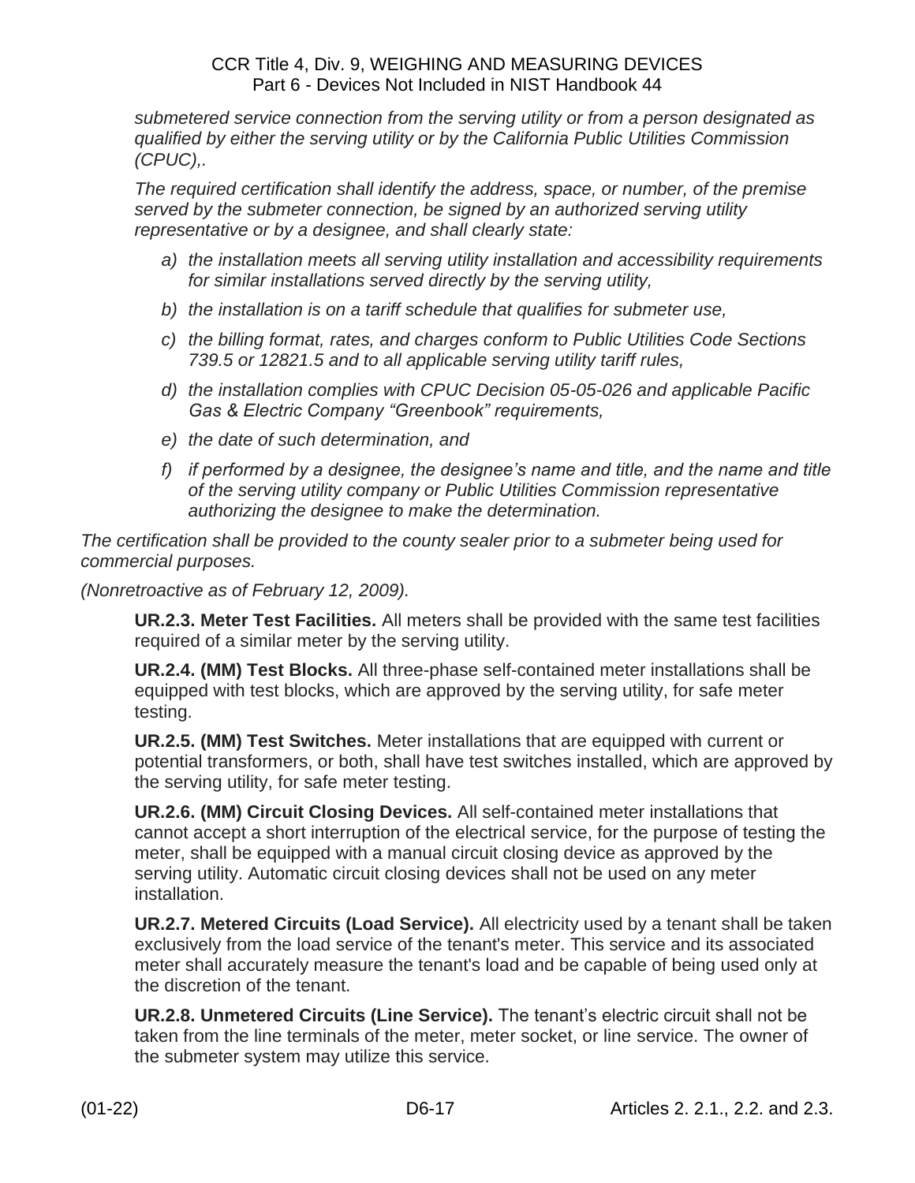*submetered service connection from the serving utility or from a person designated as qualified by either the serving utility or by the California Public Utilities Commission (CPUC),.*

*The required certification shall identify the address, space, or number, of the premise served by the submeter connection, be signed by an authorized serving utility representative or by a designee, and shall clearly state:*

*a) the installation meets all serving utility installation and accessibility requirements for similar installations served directly by the serving utility,*

*b) the installation is on a tariff schedule that qualifies for submeter use,*

*c) the billing format, rates, and charges conform to Public Utilities Code Sections 739.5 or 12821.5 and to all applicable serving utility tariff rules,*

*d) the installation complies with CPUC Decision 05-05-026 and applicable Pacific Gas & Electric Company "Greenbook" requirements,*

*e) the date of such determination, and*

*f) if performed by a designee, the designee's name and title, and the name and title of the serving utility company or Public Utilities Commission representative authorizing the designee to make the determination.*

*The certification shall be provided to the county sealer prior to a submeter being used for commercial purposes.*

*(Nonretroactive as of February 12, 2009).*

**UR.2.3. Meter Test Facilities.** All meters shall be provided with the same test facilities required of a similar meter by the serving utility.

**UR.2.4. (MM) Test Blocks.** All three-phase self-contained meter installations shall be equipped with test blocks, which are approved by the serving utility, for safe meter testing.

**UR.2.5. (MM) Test Switches.** Meter installations that are equipped with current or potential transformers, or both, shall have test switches installed, which are approved by the serving utility, for safe meter testing.

**UR.2.6. (MM) Circuit Closing Devices.** All self-contained meter installations that cannot accept a short interruption of the electrical service, for the purpose of testing the meter, shall be equipped with a manual circuit closing device as approved by the serving utility. Automatic circuit closing devices shall not be used on any meter installation.

**UR.2.7. Metered Circuits (Load Service).** All electricity used by a tenant shall be taken exclusively from the load service of the tenant's meter. This service and its associated meter shall accurately measure the tenant's load and be capable of being used only at the discretion of the tenant.

**UR.2.8. Unmetered Circuits (Line Service).** The tenant's electric circuit shall not be taken from the line terminals of the meter, meter socket, or line service. The owner of the submeter system may utilize this service.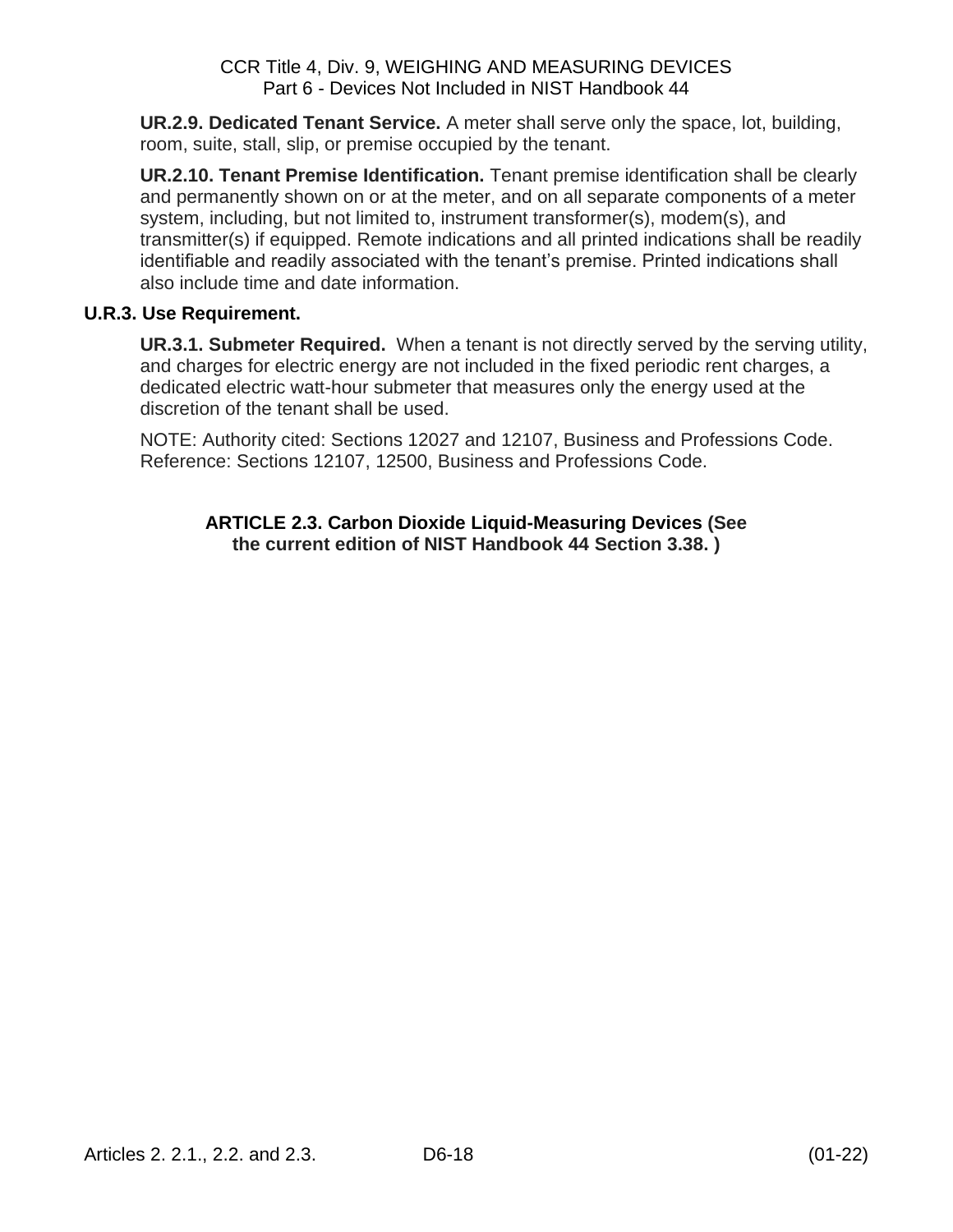**UR.2.9. Dedicated Tenant Service.** A meter shall serve only the space, lot, building, room, suite, stall, slip, or premise occupied by the tenant.

**UR.2.10. Tenant Premise Identification.** Tenant premise identification shall be clearly and permanently shown on or at the meter, and on all separate components of a meter system, including, but not limited to, instrument transformer(s), modem(s), and transmitter(s) if equipped. Remote indications and all printed indications shall be readily identifiable and readily associated with the tenant's premise. Printed indications shall also include time and date information.

**U.R.3. Use Requirement.**

**UR.3.1. Submeter Required.** When a tenant is not directly served by the serving utility, and charges for electric energy are not included in the fixed periodic rent charges, a dedicated electric watt-hour submeter that measures only the energy used at the discretion of the tenant shall be used.

NOTE: Authority cited: Sections 12027 and 12107, Business and Professions Code. Reference: Sections 12107, 12500, Business and Professions Code.

**ARTICLE 2.3. Carbon Dioxide Liquid-Measuring Devices (See the current edition of NIST Handbook 44 Section 3.38. )**